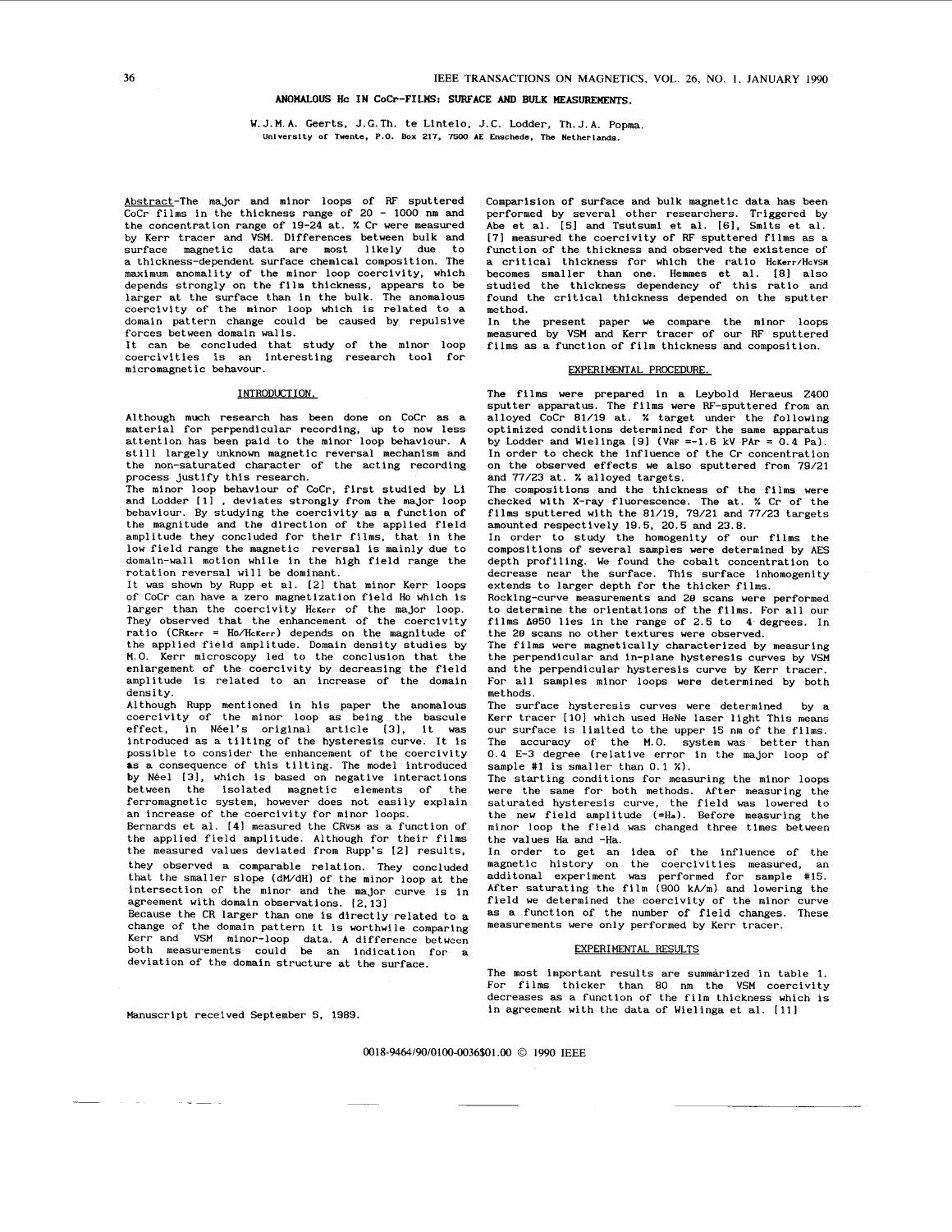# ANOMALOUS Hc IN CoCr-FILMS: SURFACE AND BULK MEASUREMENTS.

W.J.M.A. Geerts, J.G.Th. te Lintelo, J.C. Lodder, Th.J.A. Popma.
University of Twente, P.O. Box 217, 7500 AE Enschede, The Netherlands.

Abstract-The major and minor loops of RF sputtered CoCr films in the thickness range of 20 - 1000 nm and the concentration range of 19-24 at. % Cr were measured by Kerr tracer and VSM. Differences between bulk and surface magnetic data are most likely due to a thickness-dependent surface chemical composition. The maximum anomality of the minor loop coercivity, which depends strongly on the film thickness, appears to be larger at the surface than in the bulk. The anomalous coercivity of the minor loop which is related to a domain pattern change could be caused by repulsive forces between domain walls.

It can be concluded that study of the minor loop coercivities is an interesting research tool for micromagnetic behavour.

## INTRODUCTION.

Although much research has been done on CoCr as a material for perpendicular recording, up to now less attention has been paid to the minor loop behaviour. A still largely unknown magnetic reversal mechanism and the non-saturated character of the acting recording process justify this research.

The minor loop behaviour of CoCr, first studied by Li and Lodder [1] , deviates strongly from the major loop behaviour. By studying the coercivity as a function of the magnitude and the direction of the applied field amplitude they concluded for their films, that in the low field range the magnetic reversal is mainly due to domain-wall motion while in the high field range the rotation reversal will be dominant.

It was shown by Rupp et al. [2] that minor Kerr loops of CoCr can have a zero magnetization field Ho which is larger than the coercivity $H_{cKerr}$ of the major loop. They observed that the enhancement of the coercivity ratio ($CR_{Kerr} = H_0/H_{cKerr}$) depends on the magnitude of the applied field amplitude. Domain density studies by M.O. Kerr microscopy led to the conclusion that the enlargement of the coercivity by decreasing the field amplitude is related to an increase of the domain density.

Although Rupp mentioned in his paper the anomalous coercivity of the minor loop as being the bascule effect, in Néel's original article [3], it was introduced as a tilting of the hysteresis curve. It is possible to consider the enhancement of the coercivity as a consequence of this tilting. The model introduced by Néel [3], which is based on negative interactions between the isolated magnetic elements of the ferromagnetic system, however does not easily explain an increase of the coercivity for minor loops.

Bernards et al. [4] measured the $CR_{VSM}$ as a function of the applied field amplitude. Although for their films the measured values deviated from Rupp's [2] results, they observed a comparable relation. They concluded that the smaller slope (dM/dH) of the minor loop at the intersection of the minor and the major curve is in agreement with domain observations. [2,13]

Because the CR larger than one is directly related to a change of the domain pattern it is worthwile comparing Kerr and VSM minor-loop data. A difference between both measurements could be an indication for a deviation of the domain structure at the surface.

Comparision of surface and bulk magnetic data has been performed by several other researchers. Triggered by Abe et al. [5] and Tsutsumi et al. [6], Smits et al. [7] measured the coercivity of RF sputtered films as a function of the thickness and observed the existence of a critical thickness for which the ratio $H_{cKerr}/H_{cVSM}$ becomes smaller than one. Hemmes et al. [8] also studied the thickness dependency of this ratio and found the critical thickness depended on the sputter method.

In the present paper we compare the minor loops measured by VSM and Kerr tracer of our RF sputtered films as a function of film thickness and composition.

## EXPERIMENTAL PROCEDURE.

The films were prepared in a Leybold Heraeus Z400 sputter apparatus. The films were RF-sputtered from an alloyed CoCr 81/19 at. % target under the following optimized conditions determined for the same apparatus by Lodder and Wielinga [9] ($V_{RF}$ =-1.6 kV $P_{Ar}$ = 0.4 Pa). In order to check the influence of the Cr concentration on the observed effects we also sputtered from 79/21 and 77/23 at. % alloyed targets.

The compositions and the thickness of the films were checked with X-ray fluorescence. The at. % Cr of the films sputtered with the 81/19, 79/21 and 77/23 targets amounted respectively 19.5, 20.5 and 23.8.

In order to study the homogenity of our films the compositions of several samples were determined by AES depth profiling. We found the cobalt concentration to decrease near the surface. This surface inhomogenity extends to larger depth for the thicker films.

Rocking-curve measurements and 2θ scans were performed to determine the orientations of the films. For all our films $\Delta\theta_{50}$ lies in the range of 2.5 to 4 degrees. In the 2θ scans no other textures were observed.

The films were magnetically characterized by measuring the perpendicular and in-plane hysteresis curves by VSM and the perpendicular hysteresis curve by Kerr tracer. For all samples minor loops were determined by both methods.

The surface hysteresis curves were determined by a Kerr tracer [10] which used HeNe laser light This means our surface is limited to the upper 15 nm of the films. The accuracy of the M.O. system was better than 0.4 E-3 degree (relative error in the major loop of sample #1 is smaller than 0.1 %).

The starting conditions for measuring the minor loops were the same for both methods. After measuring the saturated hysteresis curve, the field was lowered to the new field amplitude (=$H_a$). Before measuring the minor loop the field was changed three times between the values Ha and -Ha.

In order to get an idea of the influence of the magnetic history on the coercivities measured, an additonal experiment was performed for sample #15. After saturating the film (900 kA/m) and lowering the field we determined the coercivity of the minor curve as a function of the number of field changes. These measurements were only performed by Kerr tracer.

## EXPERIMENTAL RESULTS

The most important results are summarized in table 1. For films thicker than 80 nm the VSM coercivity decreases as a function of the film thickness which is in agreement with the data of Wielinga et al. [11]

Manuscript received September 5, 1989.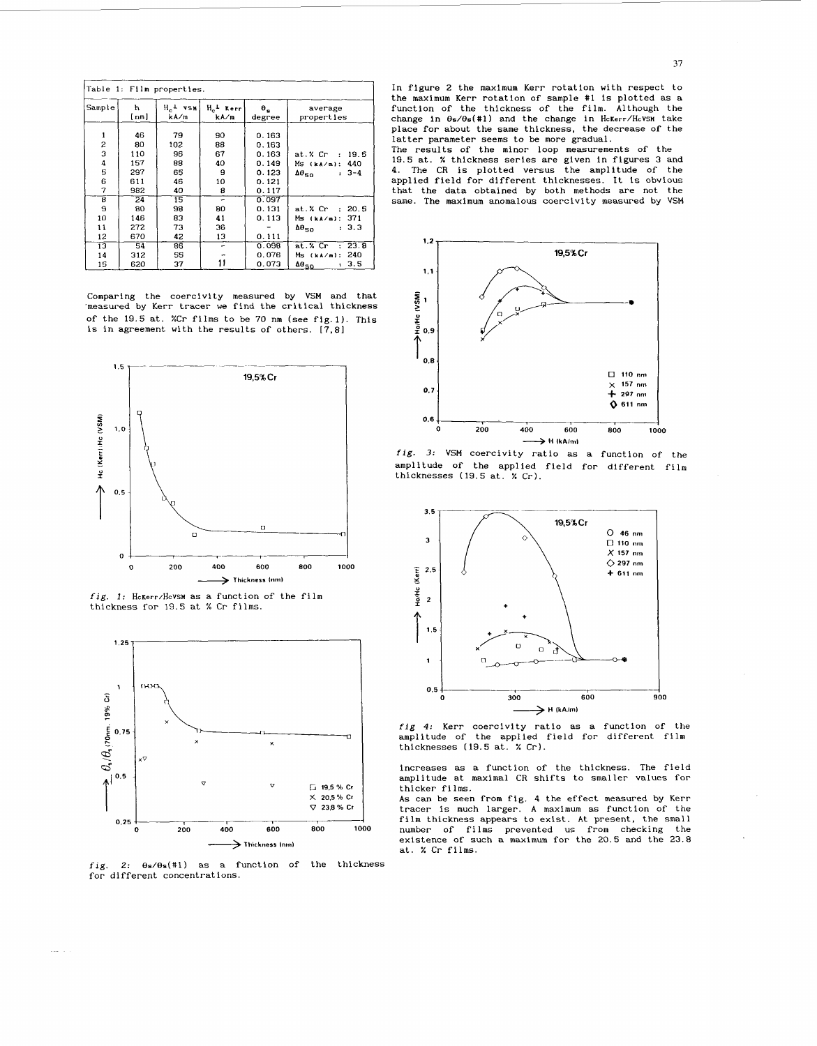Table 1: Film properties.

| Sample | h [nm] | $H_c^{\perp}$ VSM kA/m | $H_c^{\perp}$ Kerr kA/m | $\theta_s$ degree | average properties |
|---|---|---|---|---|---|
| 1 | 46 | 79 | 90 | 0.163 | |
| 2 | 80 | 102 | 88 | 0.163 | |
| 3 | 110 | 96 | 67 | 0.163 | at.% Cr : 19.5 |
| 4 | 157 | 88 | 40 | 0.149 | Ms (kA/m): 440 |
| 5 | 297 | 65 | 9 | 0.123 | $\Delta\theta_{50}$ : 3-4 |
| 6 | 611 | 46 | 10 | 0.121 | |
| 7 | 982 | 40 | 8 | 0.117 | |
| 8 | 24 | 15 | - | 0.097 | |
| 9 | 80 | 98 | 80 | 0.131 | at.% Cr : 20.5 |
| 10 | 146 | 83 | 41 | 0.113 | Ms (kA/m): 371 |
| 11 | 272 | 73 | 36 | - | $\Delta\theta_{50}$ : 3.3 |
| 12 | 670 | 42 | 13 | 0.111 | |
| 13 | 54 | 86 | - | 0.098 | at.% Cr : 23.8 |
| 14 | 312 | 55 | - | 0.076 | Ms (kA/m): 240 |
| 15 | 620 | 37 | 11 | 0.073 | $\Delta\theta_{50}$ : 3.5 |

Comparing the coercivity measured by VSM and that measured by Kerr tracer we find the critical thickness of the 19.5 at. %Cr films to be 70 nm (see fig.1). This is in agreement with the results of others. [7,8]

*fig. 1:* $H_{cKerr}/H_{cVSM}$ as a function of the film thickness for 19.5 at % Cr films.

*fig. 2:* $\theta_s/\theta_s(\#1)$ as a function of the thickness for different concentrations.

In figure 2 the maximum Kerr rotation with respect to the maximum Kerr rotation of sample #1 is plotted as a function of the thickness of the film. Although the change in $\theta_s/\theta_s(\#1)$ and the change in $H_{cKerr}/H_{cVSM}$ take place for about the same thickness, the decrease of the latter parameter seems to be more gradual.

The results of the minor loop measurements of the 19.5 at. % thickness series are given in figures 3 and 4. The CR is plotted versus the amplitude of the applied field for different thicknesses. It is obvious that the data obtained by both methods are not the same. The maximum anomalous coercivity measured by VSM increases as a function of the thickness. The field amplitude at maximal CR shifts to smaller values for thicker films.

*fig. 3:* VSM coercivity ratio as a function of the amplitude of the applied field for different film thicknesses (19.5 at. % Cr).

*fig 4:* Kerr coercivity ratio as a function of the amplitude of the applied field for different film thicknesses (19.5 at. % Cr).

As can be seen from fig. 4 the effect measured by Kerr tracer is much larger. A maximum as function of the film thickness appears to exist. At present, the small number of films prevented us from checking the existence of such a maximum for the 20.5 and the 23.8 at. % Cr films.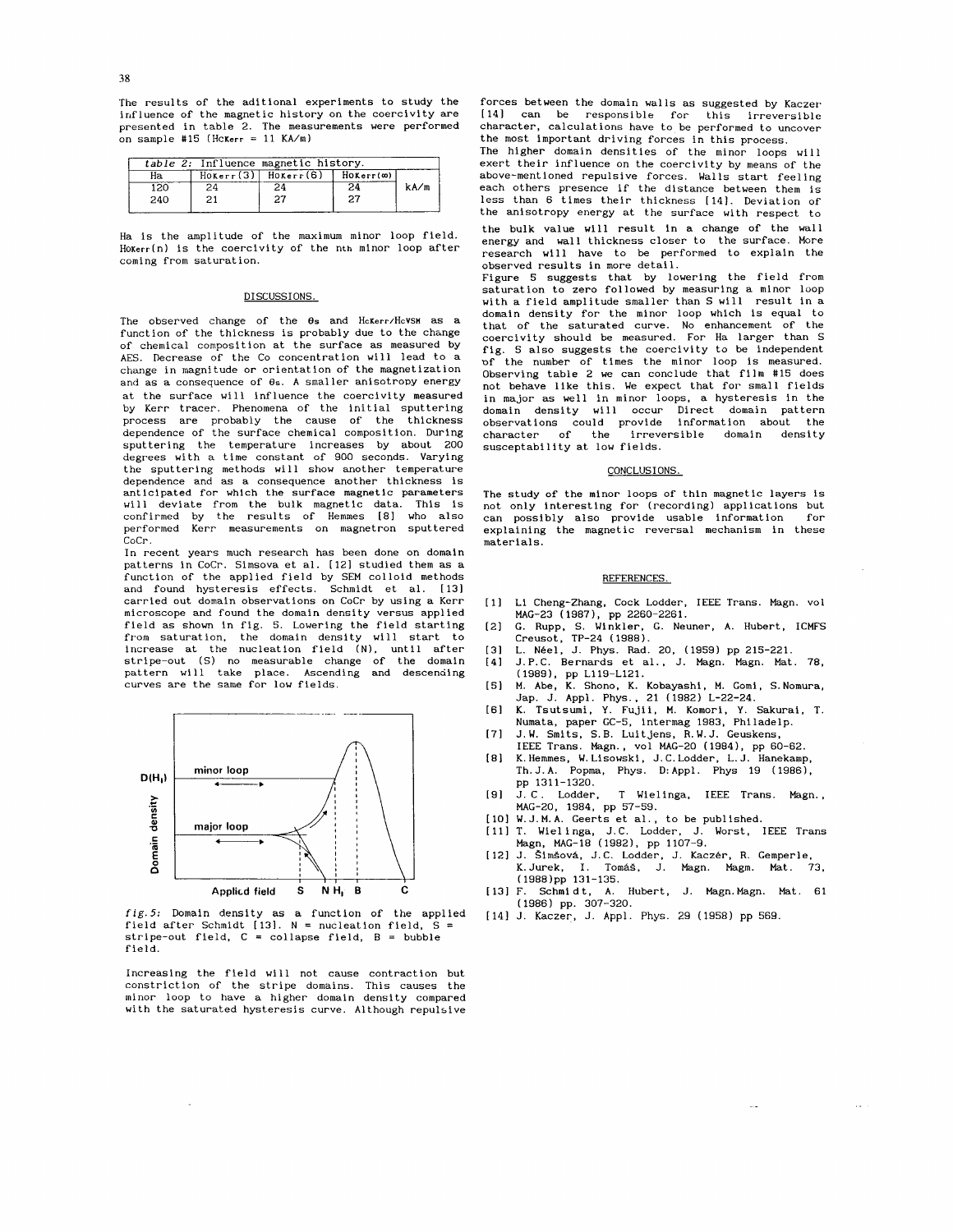The results of the aditional experiments to study the influence of the magnetic history on the coercivity are presented in table 2. The measurements were performed on sample #15 ($H_{cKerr}$ = 11 KA/m)

*table 2:* Influence magnetic history.

| Ha | $H_{cKerr}(3)$ | $H_{cKerr}(6)$ | $H_{cKerr}(\infty)$ | |
|---|---|---|---|---|
| 120 | 24 | 24 | 24 | kA/m |
| 240 | 21 | 27 | 27 | |

Ha is the amplitude of the maximum minor loop field. $H_{cKerr}(n)$ is the coercivity of the nth minor loop after coming from saturation.

## DISCUSSIONS.

The observed change of the $\theta_s$ and $H_{cKerr}/H_{cVSM}$ as a function of the thickness is probably due to the change of chemical composition at the surface as measured by AES. Decrease of the Co concentration will lead to a change in magnitude or orientation of the magnetization and as a consequence of $\theta_s$. A smaller anisotropy energy at the surface will influence the coercivity measured by Kerr tracer. Phenomena of the initial sputtering process are probably the cause of the thickness dependence of the surface chemical composition. During sputtering the temperature increases by about 200 degrees with a time constant of 900 seconds. Varying the sputtering methods will show another temperature dependence and as a consequence another thickness is anticipated for which the surface magnetic parameters will deviate from the bulk magnetic data. This is confirmed by the results of Hemmes [8] who also performed Kerr measurements on magnetron sputtered CoCr.

In recent years much research has been done on domain patterns in CoCr. Simsova et al. [12] studied them as a function of the applied field by SEM colloid methods and found hysteresis effects. Schmidt et al. [13] carried out domain observations on CoCr by using a Kerr microscope and found the domain density versus applied field as shown in fig. 5. Lowering the field starting from saturation, the domain density will start to increase at the nucleation field (N), until after stripe-out (S) no measurable change of the domain pattern will take place. Ascending and descending curves are the same for low fields.

D(Hi)
minor loop
Domain density
major loop
Applied field S N Hi B C

*fig.5:* Domain density as a function of the applied field after Schmidt [13]. N = nucleation field, S = stripe-out field, C = collapse field, B = bubble field.

Increasing the field will not cause contraction but constriction of the stripe domains. This causes the minor loop to have a higher domain density compared with the saturated hysteresis curve. Although repulsive forces between the domain walls as suggested by Kaczer [14] can be responsible for this irreversible character, calculations have to be performed to uncover the most important driving forces in this process.

The higher domain densities of the minor loops will exert their influence on the coercivity by means of the above-mentioned repulsive forces. Walls start feeling each others presence if the distance between them is less than 6 times their thickness [14]. Deviation of the anisotropy energy at the surface with respect to the bulk value will result in a change of the wall energy and wall thickness closer to the surface. More research will have to be performed to explain the observed results in more detail.

Figure 5 suggests that by lowering the field from saturation to zero followed by measuring a minor loop with a field amplitude smaller than S will result in a domain density for the minor loop which is equal to that of the saturated curve. No enhancement of the coercivity should be measured. For Ha larger than S fig. 5 also suggests the coercivity to be independent of the number of times the minor loop is measured. Observing table 2 we can conclude that film #15 does not behave like this. We expect that for small fields in major as well in minor loops, a hysteresis in the domain density will occur Direct domain pattern observations could provide information about the character of the irreversible domain density susceptability at low fields.

## CONCLUSIONS.

The study of the minor loops of thin magnetic layers is not only interesting for (recording) applications but can possibly also provide usable information for explaining the magnetic reversal mechanism in these materials.

## REFERENCES.

[1] Li Cheng-Zhang, Cock Lodder, IEEE Trans. Magn. vol MAG-23 (1987), pp 2260-2261.

[2] G. Rupp, S. Winkler, G. Neuner, A. Hubert, ICMFS Creusot, TP-24 (1988).

[3] L. Néel, J. Phys. Rad. 20, (1959) pp 215-221.

[4] J.P.C. Bernards et al., J. Magn. Magn. Mat. 78, (1989), pp L119-L121.

[5] M. Abe, K. Shono, K. Kobayashi, M. Gomi, S.Nomura, Jap. J. Appl. Phys., 21 (1982) L-22-24.

[6] K. Tsutsumi, Y. Fujii, M. Komori, Y. Sakurai, T. Numata, paper GC-5, Intermag 1983, Philadelp.

[7] J.W. Smits, S.B. Luitjens, R.W.J. Geuskens, IEEE Trans. Magn., vol MAG-20 (1984), pp 60-62.

[8] K.Hemmes, W.Lisowski, J.C.Lodder, L.J. Hanekamp, Th.J.A. Popma, Phys. D:Appl. Phys 19 (1986), pp 1311-1320.

[9] J.C. Lodder, T Wielinga, IEEE Trans. Magn., MAG-20, 1984, pp 57-59.

[10] W.J.M.A. Geerts et al., to be published.

[11] T. Wielinga, J.C. Lodder, J. Worst, IEEE Trans Magn, MAG-18 (1982), pp 1107-9.

[12] J. Šimšová, J.C. Lodder, J. Kaczér, R. Gemperle, K.Jurek, I. Tomáš, J. Magn. Magm. Mat. 73, (1988)pp 131-135.

[13] F. Schmidt, A. Hubert, J. Magn.Magn. Mat. 61 (1986) pp. 307-320.

[14] J. Kaczer, J. Appl. Phys. 29 (1958) pp 569.